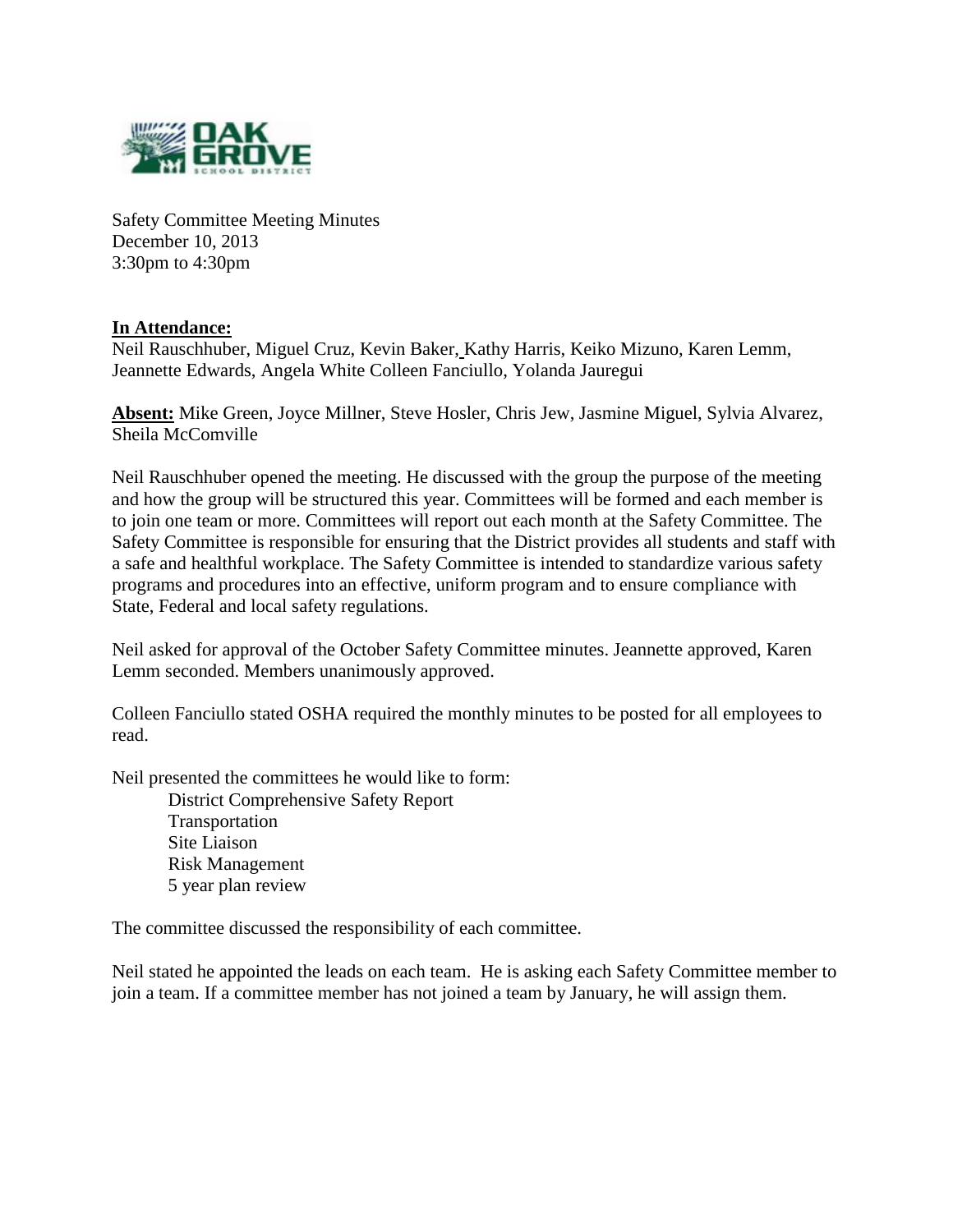Safety Committee Meeting Minutes
December 10, 2013
3:30pm to 4:30pm

**In Attendance:**
Neil Rauschhuber, Miguel Cruz, Kevin Baker, Kathy Harris, Keiko Mizuno, Karen Lemm, Jeannette Edwards, Angela White Colleen Fanciullo, Yolanda Jauregui

**Absent:** Mike Green, Joyce Millner, Steve Hosler, Chris Jew, Jasmine Miguel, Sylvia Alvarez, Sheila McComville

Neil Rauschhuber opened the meeting. He discussed with the group the purpose of the meeting and how the group will be structured this year. Committees will be formed and each member is to join one team or more. Committees will report out each month at the Safety Committee. The Safety Committee is responsible for ensuring that the District provides all students and staff with a safe and healthful workplace. The Safety Committee is intended to standardize various safety programs and procedures into an effective, uniform program and to ensure compliance with State, Federal and local safety regulations.

Neil asked for approval of the October Safety Committee minutes. Jeannette approved, Karen Lemm seconded. Members unanimously approved.

Colleen Fanciullo stated OSHA required the monthly minutes to be posted for all employees to read.

Neil presented the committees he would like to form:

- District Comprehensive Safety Report
- Transportation
- Site Liaison
- Risk Management
- 5 year plan review

The committee discussed the responsibility of each committee.

Neil stated he appointed the leads on each team. He is asking each Safety Committee member to join a team. If a committee member has not joined a team by January, he will assign them.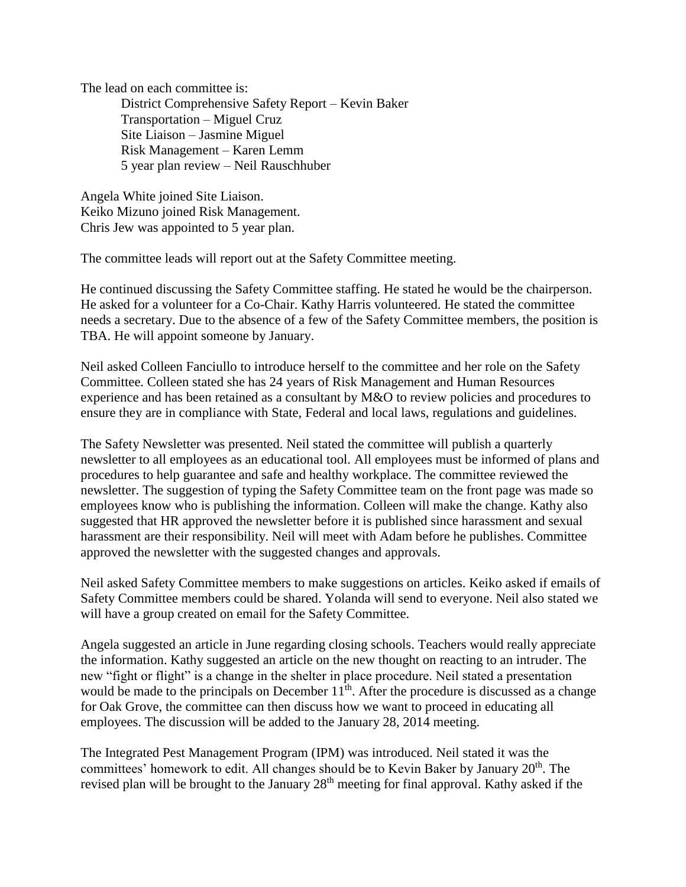The lead on each committee is:

District Comprehensive Safety Report – Kevin Baker
Transportation – Miguel Cruz
Site Liaison – Jasmine Miguel
Risk Management – Karen Lemm
5 year plan review – Neil Rauschhuber

Angela White joined Site Liaison.
Keiko Mizuno joined Risk Management.
Chris Jew was appointed to 5 year plan.

The committee leads will report out at the Safety Committee meeting.

He continued discussing the Safety Committee staffing. He stated he would be the chairperson. He asked for a volunteer for a Co-Chair. Kathy Harris volunteered. He stated the committee needs a secretary. Due to the absence of a few of the Safety Committee members, the position is TBA. He will appoint someone by January.

Neil asked Colleen Fanciullo to introduce herself to the committee and her role on the Safety Committee. Colleen stated she has 24 years of Risk Management and Human Resources experience and has been retained as a consultant by M&O to review policies and procedures to ensure they are in compliance with State, Federal and local laws, regulations and guidelines.

The Safety Newsletter was presented. Neil stated the committee will publish a quarterly newsletter to all employees as an educational tool. All employees must be informed of plans and procedures to help guarantee and safe and healthy workplace. The committee reviewed the newsletter. The suggestion of typing the Safety Committee team on the front page was made so employees know who is publishing the information. Colleen will make the change. Kathy also suggested that HR approved the newsletter before it is published since harassment and sexual harassment are their responsibility. Neil will meet with Adam before he publishes. Committee approved the newsletter with the suggested changes and approvals.

Neil asked Safety Committee members to make suggestions on articles. Keiko asked if emails of Safety Committee members could be shared. Yolanda will send to everyone. Neil also stated we will have a group created on email for the Safety Committee.

Angela suggested an article in June regarding closing schools. Teachers would really appreciate the information. Kathy suggested an article on the new thought on reacting to an intruder. The new "fight or flight" is a change in the shelter in place procedure. Neil stated a presentation would be made to the principals on December 11th. After the procedure is discussed as a change for Oak Grove, the committee can then discuss how we want to proceed in educating all employees. The discussion will be added to the January 28, 2014 meeting.

The Integrated Pest Management Program (IPM) was introduced. Neil stated it was the committees' homework to edit. All changes should be to Kevin Baker by January 20th. The revised plan will be brought to the January 28th meeting for final approval. Kathy asked if the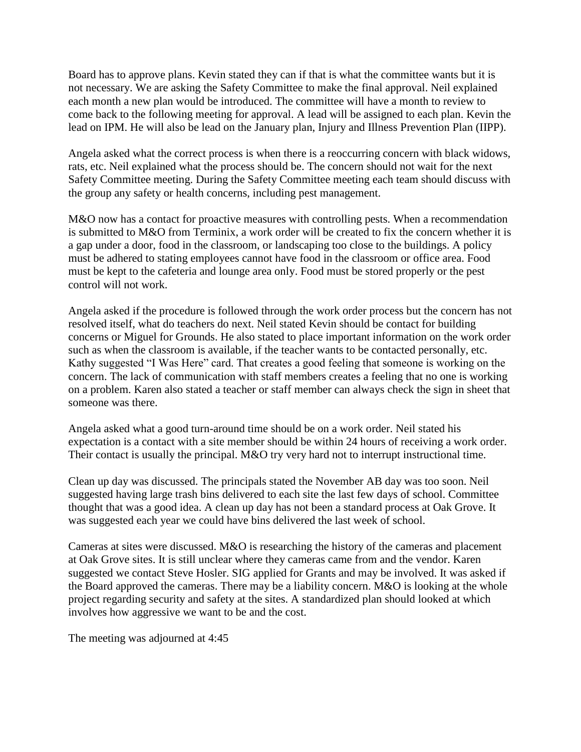Board has to approve plans. Kevin stated they can if that is what the committee wants but it is not necessary. We are asking the Safety Committee to make the final approval. Neil explained each month a new plan would be introduced. The committee will have a month to review to come back to the following meeting for approval. A lead will be assigned to each plan. Kevin the lead on IPM. He will also be lead on the January plan, Injury and Illness Prevention Plan (IIPP).

Angela asked what the correct process is when there is a reoccurring concern with black widows, rats, etc. Neil explained what the process should be. The concern should not wait for the next Safety Committee meeting. During the Safety Committee meeting each team should discuss with the group any safety or health concerns, including pest management.

M&O now has a contact for proactive measures with controlling pests. When a recommendation is submitted to M&O from Terminix, a work order will be created to fix the concern whether it is a gap under a door, food in the classroom, or landscaping too close to the buildings. A policy must be adhered to stating employees cannot have food in the classroom or office area. Food must be kept to the cafeteria and lounge area only. Food must be stored properly or the pest control will not work.

Angela asked if the procedure is followed through the work order process but the concern has not resolved itself, what do teachers do next. Neil stated Kevin should be contact for building concerns or Miguel for Grounds. He also stated to place important information on the work order such as when the classroom is available, if the teacher wants to be contacted personally, etc. Kathy suggested "I Was Here" card. That creates a good feeling that someone is working on the concern. The lack of communication with staff members creates a feeling that no one is working on a problem. Karen also stated a teacher or staff member can always check the sign in sheet that someone was there.

Angela asked what a good turn-around time should be on a work order. Neil stated his expectation is a contact with a site member should be within 24 hours of receiving a work order. Their contact is usually the principal. M&O try very hard not to interrupt instructional time.

Clean up day was discussed. The principals stated the November AB day was too soon. Neil suggested having large trash bins delivered to each site the last few days of school. Committee thought that was a good idea. A clean up day has not been a standard process at Oak Grove. It was suggested each year we could have bins delivered the last week of school.

Cameras at sites were discussed. M&O is researching the history of the cameras and placement at Oak Grove sites. It is still unclear where they cameras came from and the vendor. Karen suggested we contact Steve Hosler. SIG applied for Grants and may be involved. It was asked if the Board approved the cameras. There may be a liability concern. M&O is looking at the whole project regarding security and safety at the sites. A standardized plan should looked at which involves how aggressive we want to be and the cost.

The meeting was adjourned at 4:45